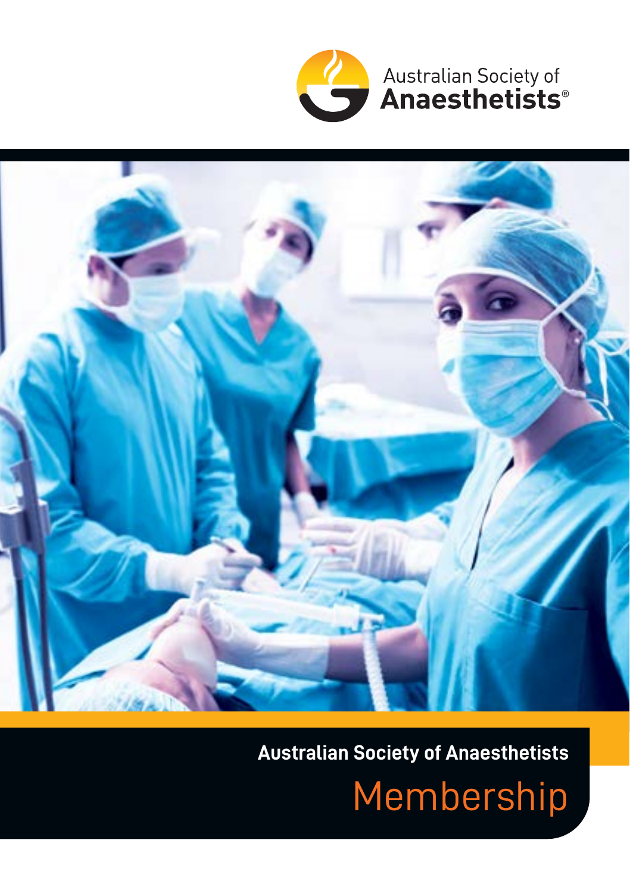Australian Society of
**Anaesthetists®**

**Australian Society of Anaesthetists**

# Membership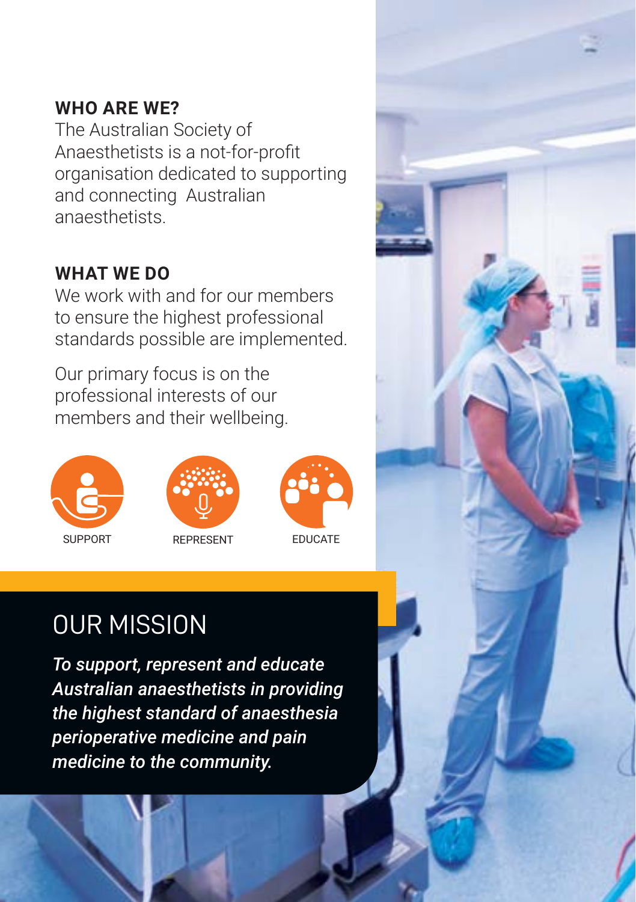## WHO ARE WE?

The Australian Society of Anaesthetists is a not-for-profit organisation dedicated to supporting and connecting Australian anaesthetists.

## WHAT WE DO

We work with and for our members to ensure the highest professional standards possible are implemented.

Our primary focus is on the professional interests of our members and their wellbeing.

SUPPORT

REPRESENT

EDUCATE

# OUR MISSION

***To support, represent and educate Australian anaesthetists in providing the highest standard of anaesthesia perioperative medicine and pain medicine to the community.***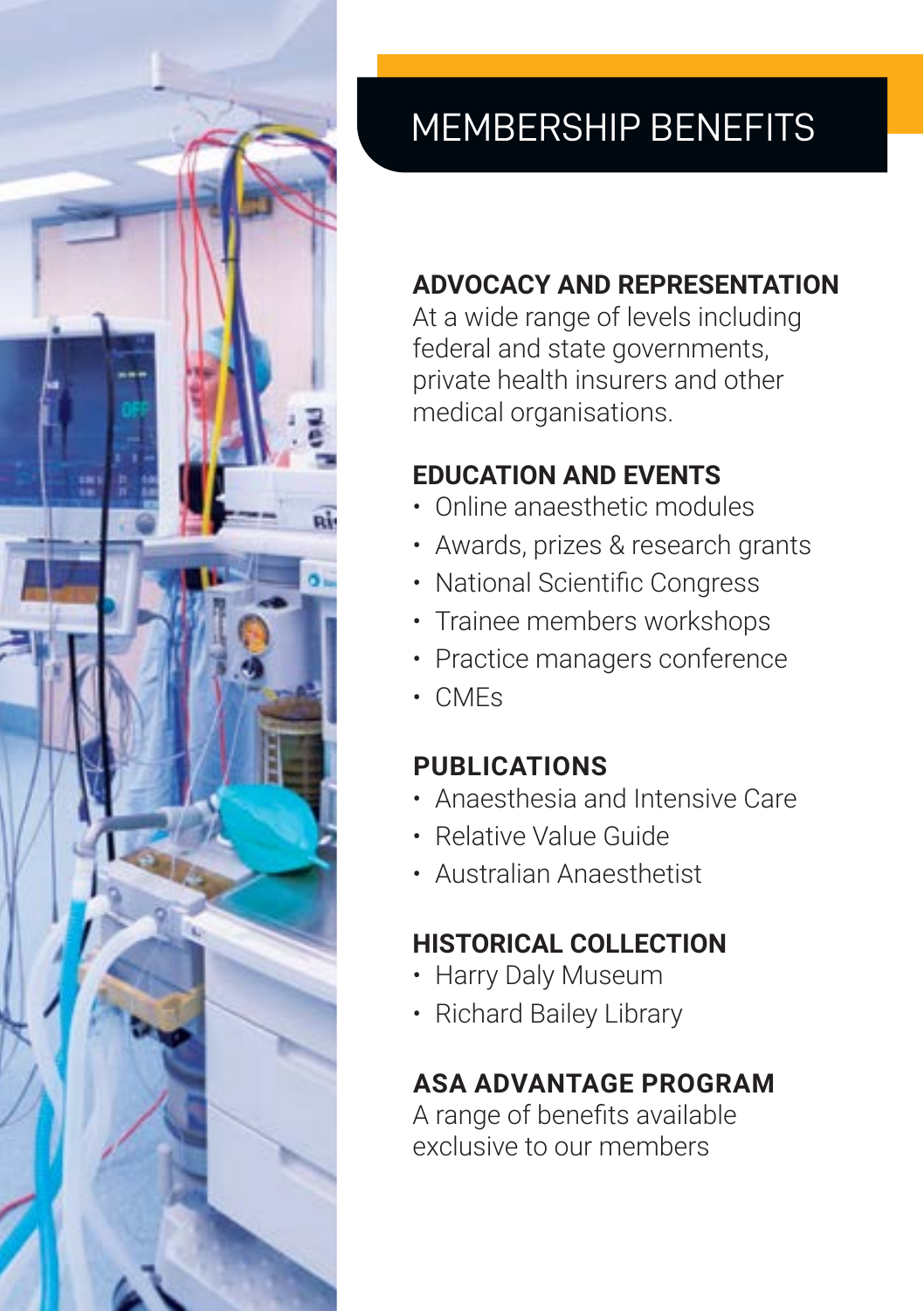# MEMBERSHIP BENEFITS

## ADVOCACY AND REPRESENTATION

At a wide range of levels including federal and state governments, private health insurers and other medical organisations.

## EDUCATION AND EVENTS

- Online anaesthetic modules
- Awards, prizes & research grants
- National Scientific Congress
- Trainee members workshops
- Practice managers conference
- CMEs

## PUBLICATIONS

- Anaesthesia and Intensive Care
- Relative Value Guide
- Australian Anaesthetist

## HISTORICAL COLLECTION

- Harry Daly Museum
- Richard Bailey Library

## ASA ADVANTAGE PROGRAM

A range of benefits available exclusive to our members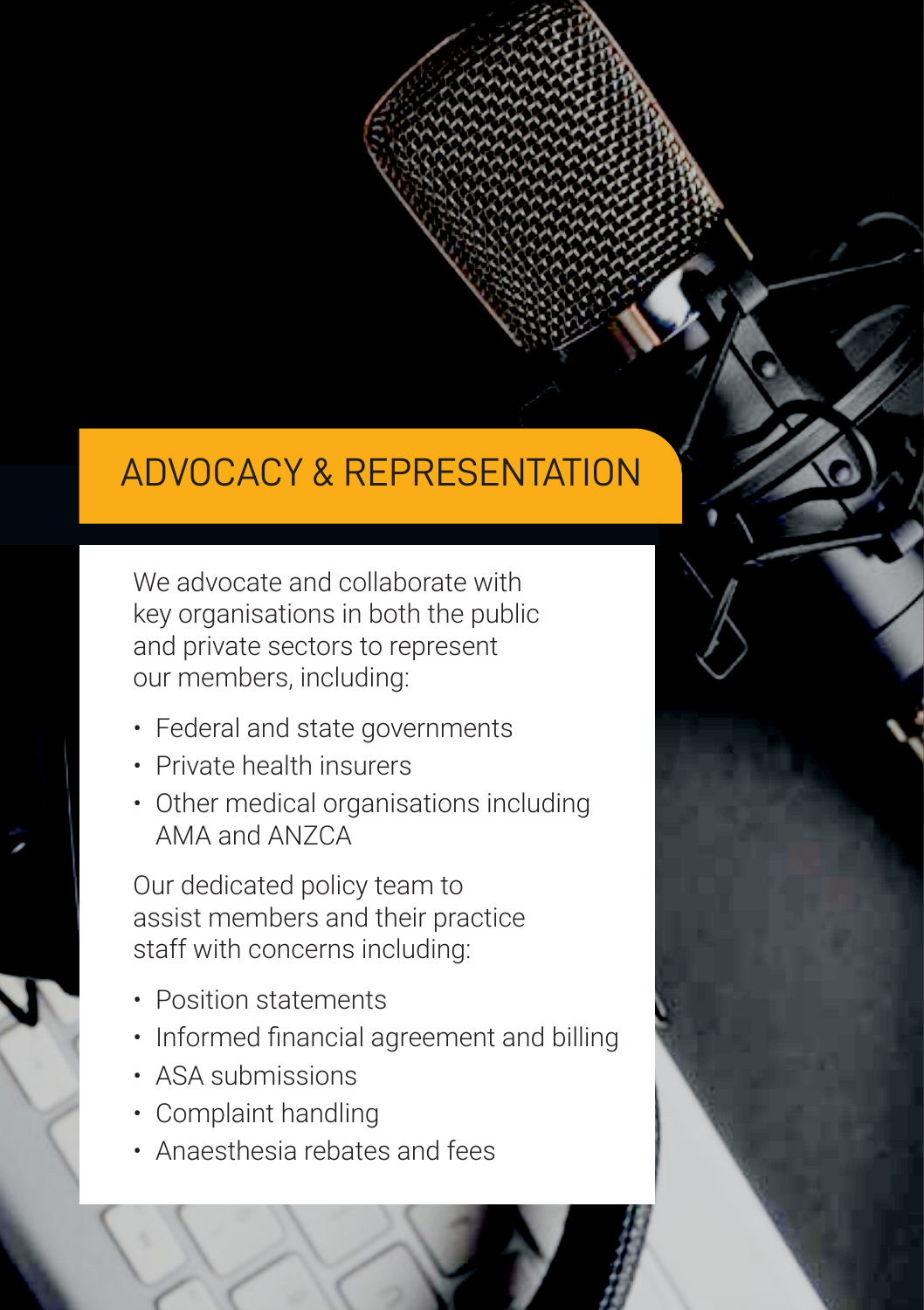# ADVOCACY & REPRESENTATION

We advocate and collaborate with key organisations in both the public and private sectors to represent our members, including:

- Federal and state governments
- Private health insurers
- Other medical organisations including AMA and ANZCA

Our dedicated policy team to assist members and their practice staff with concerns including:

- Position statements
- Informed financial agreement and billing
- ASA submissions
- Complaint handling
- Anaesthesia rebates and fees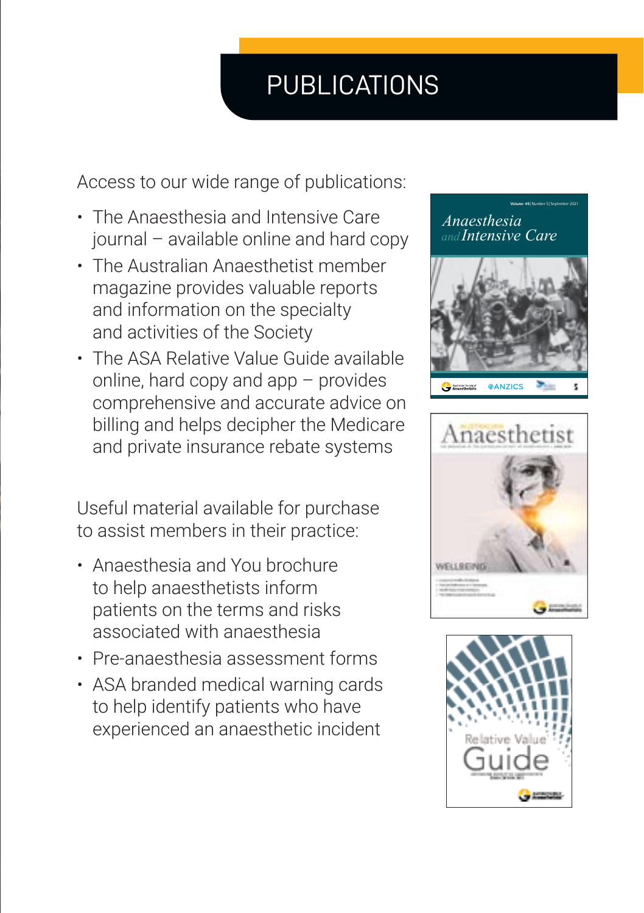# PUBLICATIONS

Access to our wide range of publications:

- The Anaesthesia and Intensive Care journal – available online and hard copy
- The Australian Anaesthetist member magazine provides valuable reports and information on the specialty and activities of the Society
- The ASA Relative Value Guide available online, hard copy and app – provides comprehensive and accurate advice on billing and helps decipher the Medicare and private insurance rebate systems

Useful material available for purchase to assist members in their practice:

- Anaesthesia and You brochure to help anaesthetists inform patients on the terms and risks associated with anaesthesia
- Pre-anaesthesia assessment forms
- ASA branded medical warning cards to help identify patients who have experienced an anaesthetic incident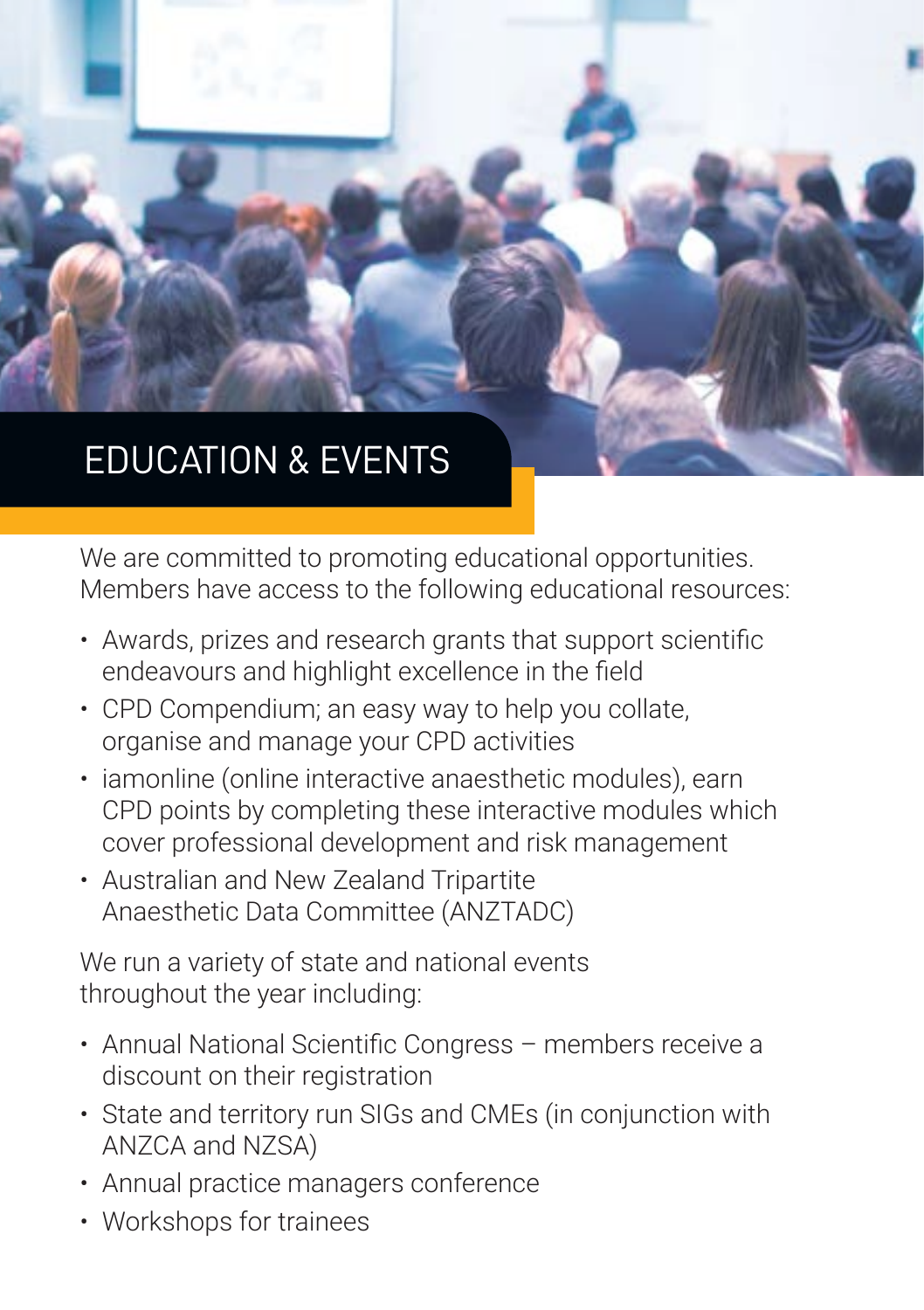# EDUCATION & EVENTS

We are committed to promoting educational opportunities. Members have access to the following educational resources:

- Awards, prizes and research grants that support scientific endeavours and highlight excellence in the field
- CPD Compendium; an easy way to help you collate, organise and manage your CPD activities
- iamonline (online interactive anaesthetic modules), earn CPD points by completing these interactive modules which cover professional development and risk management
- Australian and New Zealand Tripartite Anaesthetic Data Committee (ANZTADC)

We run a variety of state and national events throughout the year including:

- Annual National Scientific Congress – members receive a discount on their registration
- State and territory run SIGs and CMEs (in conjunction with ANZCA and NZSA)
- Annual practice managers conference
- Workshops for trainees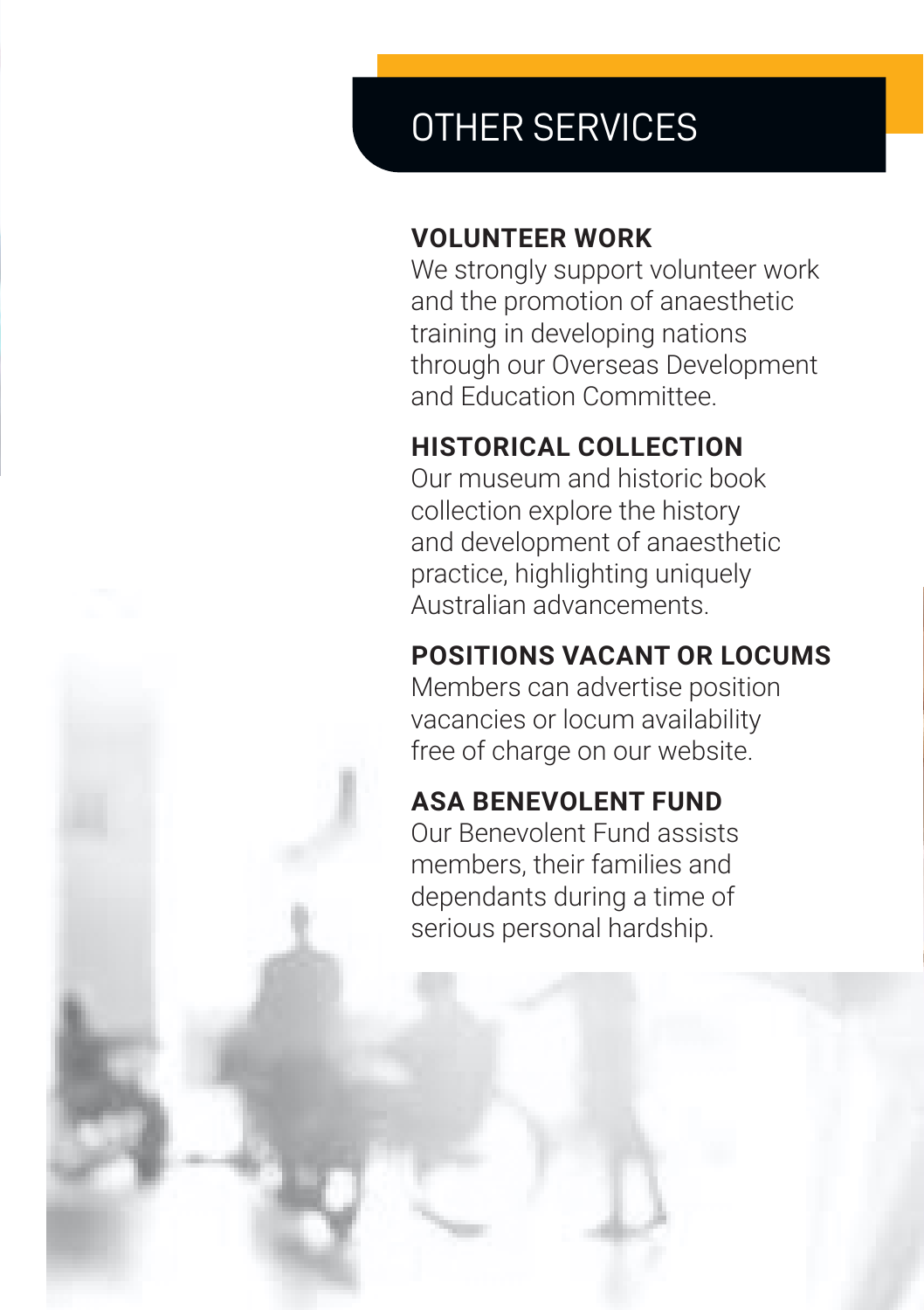# OTHER SERVICES

## VOLUNTEER WORK

We strongly support volunteer work and the promotion of anaesthetic training in developing nations through our Overseas Development and Education Committee.

## HISTORICAL COLLECTION

Our museum and historic book collection explore the history and development of anaesthetic practice, highlighting uniquely Australian advancements.

## POSITIONS VACANT OR LOCUMS

Members can advertise position vacancies or locum availability free of charge on our website.

## ASA BENEVOLENT FUND

Our Benevolent Fund assists members, their families and dependants during a time of serious personal hardship.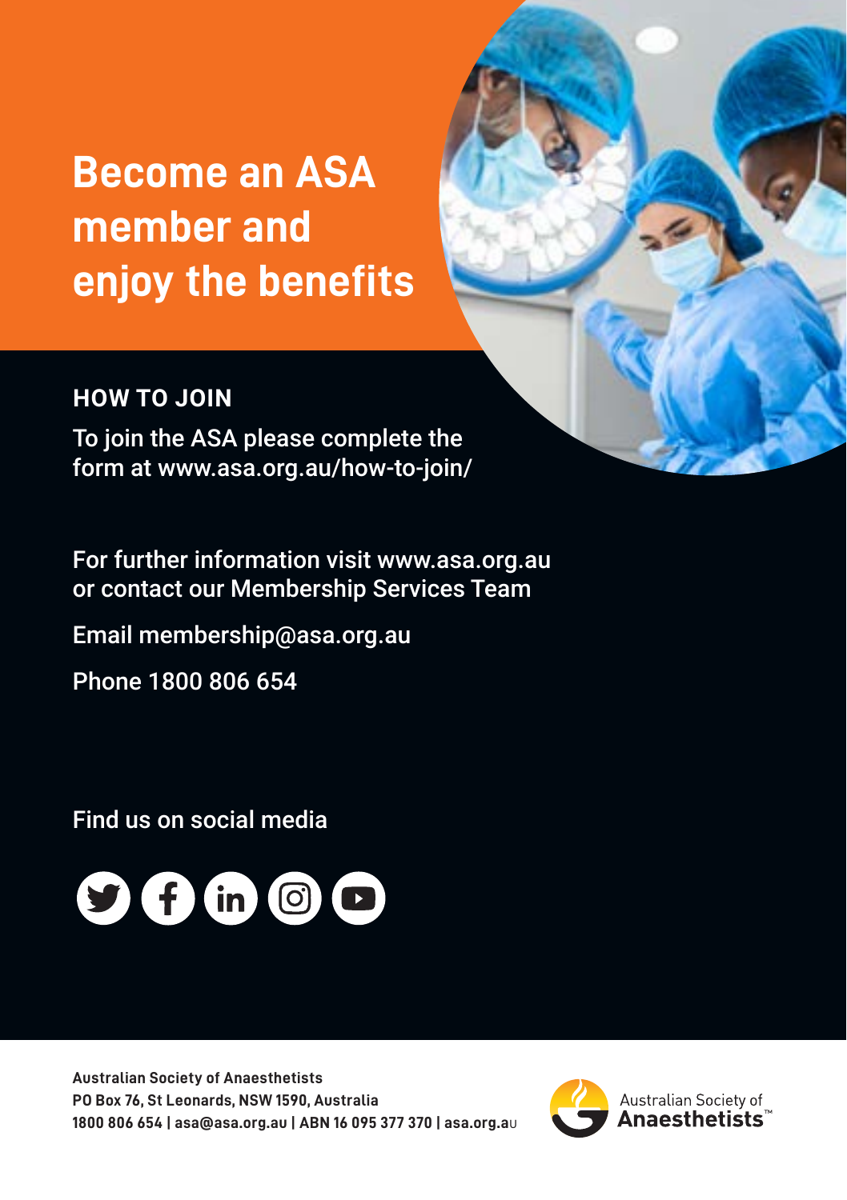# Become an ASA member and enjoy the benefits

## HOW TO JOIN

To join the ASA please complete the form at www.asa.org.au/how-to-join/

For further information visit www.asa.org.au or contact our Membership Services Team

Email membership@asa.org.au

Phone 1800 806 654

Find us on social media

**Australian Society of Anaesthetists**
**PO Box 76, St Leonards, NSW 1590, Australia**
**1800 806 654 | asa@asa.org.au | ABN 16 095 377 370 | asa.org.au**

Australian Society of Anaesthetists™